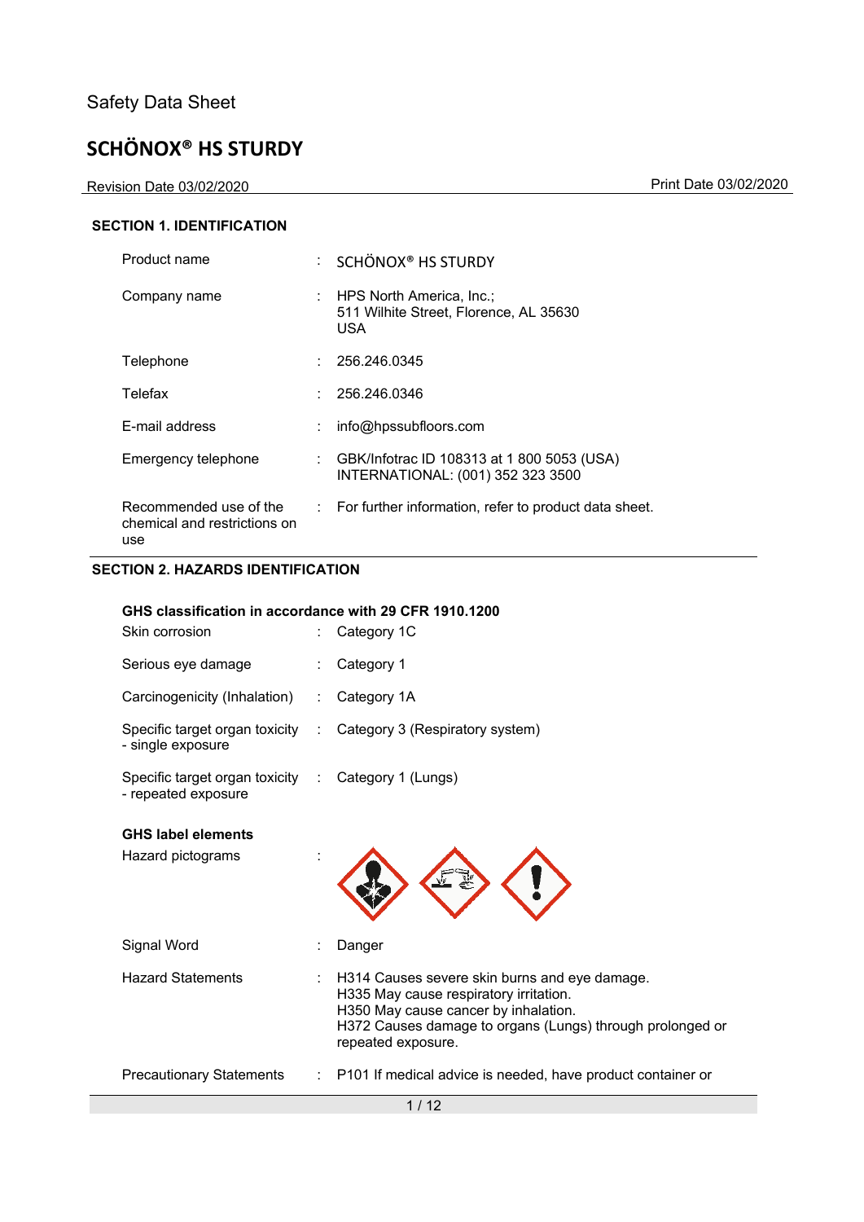Safety Data Sheet

# SCHÖNOX® HS STURDY

Revision Date 03/02/2020 Print Date 03/02/2020

## SECTION 1. IDENTIFICATION

| | | |
|---|---|---|
| Product name | : | SCHÖNOX® HS STURDY |
| Company name | : | HPS North America, Inc.; 511 Wilhite Street, Florence, AL 35630 USA |
| Telephone | : | 256.246.0345 |
| Telefax | : | 256.246.0346 |
| E-mail address | : | info@hpssubfloors.com |
| Emergency telephone | : | GBK/Infotrac ID 108313 at 1 800 5053 (USA) INTERNATIONAL: (001) 352 323 3500 |
| Recommended use of the chemical and restrictions on use | : | For further information, refer to product data sheet. |

## SECTION 2. HAZARDS IDENTIFICATION

**GHS classification in accordance with 29 CFR 1910.1200**

| | | |
|---|---|---|
| Skin corrosion | : | Category 1C |
| Serious eye damage | : | Category 1 |
| Carcinogenicity (Inhalation) | : | Category 1A |
| Specific target organ toxicity - single exposure | : | Category 3 (Respiratory system) |
| Specific target organ toxicity - repeated exposure | : | Category 1 (Lungs) |

**GHS label elements**

| | | |
|---|---|---|
| Hazard pictograms | : | |
| Signal Word | : | Danger |
| Hazard Statements | : | H314 Causes severe skin burns and eye damage.<br>H335 May cause respiratory irritation.<br>H350 May cause cancer by inhalation.<br>H372 Causes damage to organs (Lungs) through prolonged or repeated exposure. |
| Precautionary Statements | : | P101 If medical advice is needed, have product container or |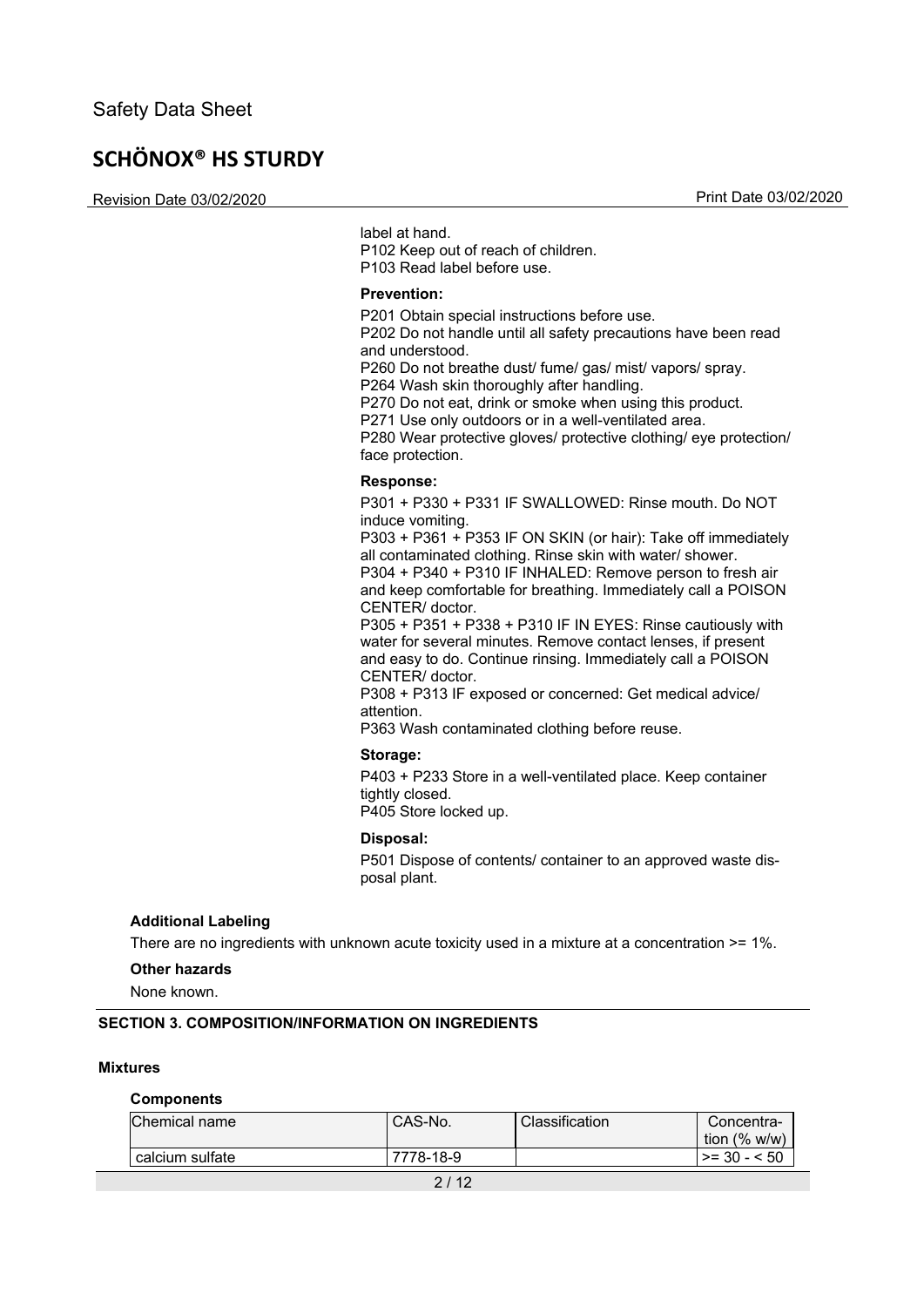label at hand.
P102 Keep out of reach of children.
P103 Read label before use.

**Prevention:**

P201 Obtain special instructions before use.
P202 Do not handle until all safety precautions have been read and understood.
P260 Do not breathe dust/ fume/ gas/ mist/ vapors/ spray.
P264 Wash skin thoroughly after handling.
P270 Do not eat, drink or smoke when using this product.
P271 Use only outdoors or in a well-ventilated area.
P280 Wear protective gloves/ protective clothing/ eye protection/ face protection.

**Response:**

P301 + P330 + P331 IF SWALLOWED: Rinse mouth. Do NOT induce vomiting.
P303 + P361 + P353 IF ON SKIN (or hair): Take off immediately all contaminated clothing. Rinse skin with water/ shower.
P304 + P340 + P310 IF INHALED: Remove person to fresh air and keep comfortable for breathing. Immediately call a POISON CENTER/ doctor.
P305 + P351 + P338 + P310 IF IN EYES: Rinse cautiously with water for several minutes. Remove contact lenses, if present and easy to do. Continue rinsing. Immediately call a POISON CENTER/ doctor.
P308 + P313 IF exposed or concerned: Get medical advice/ attention.
P363 Wash contaminated clothing before reuse.

**Storage:**

P403 + P233 Store in a well-ventilated place. Keep container tightly closed.
P405 Store locked up.

**Disposal:**

P501 Dispose of contents/ container to an approved waste disposal plant.

**Additional Labeling**

There are no ingredients with unknown acute toxicity used in a mixture at a concentration >= 1%.

**Other hazards**

None known.

## SECTION 3. COMPOSITION/INFORMATION ON INGREDIENTS

**Mixtures**

**Components**

| Chemical name | CAS-No. | Classification | Concentration (% w/w) |
|---|---|---|---|
| calcium sulfate | 7778-18-9 | | >= 30 - < 50 |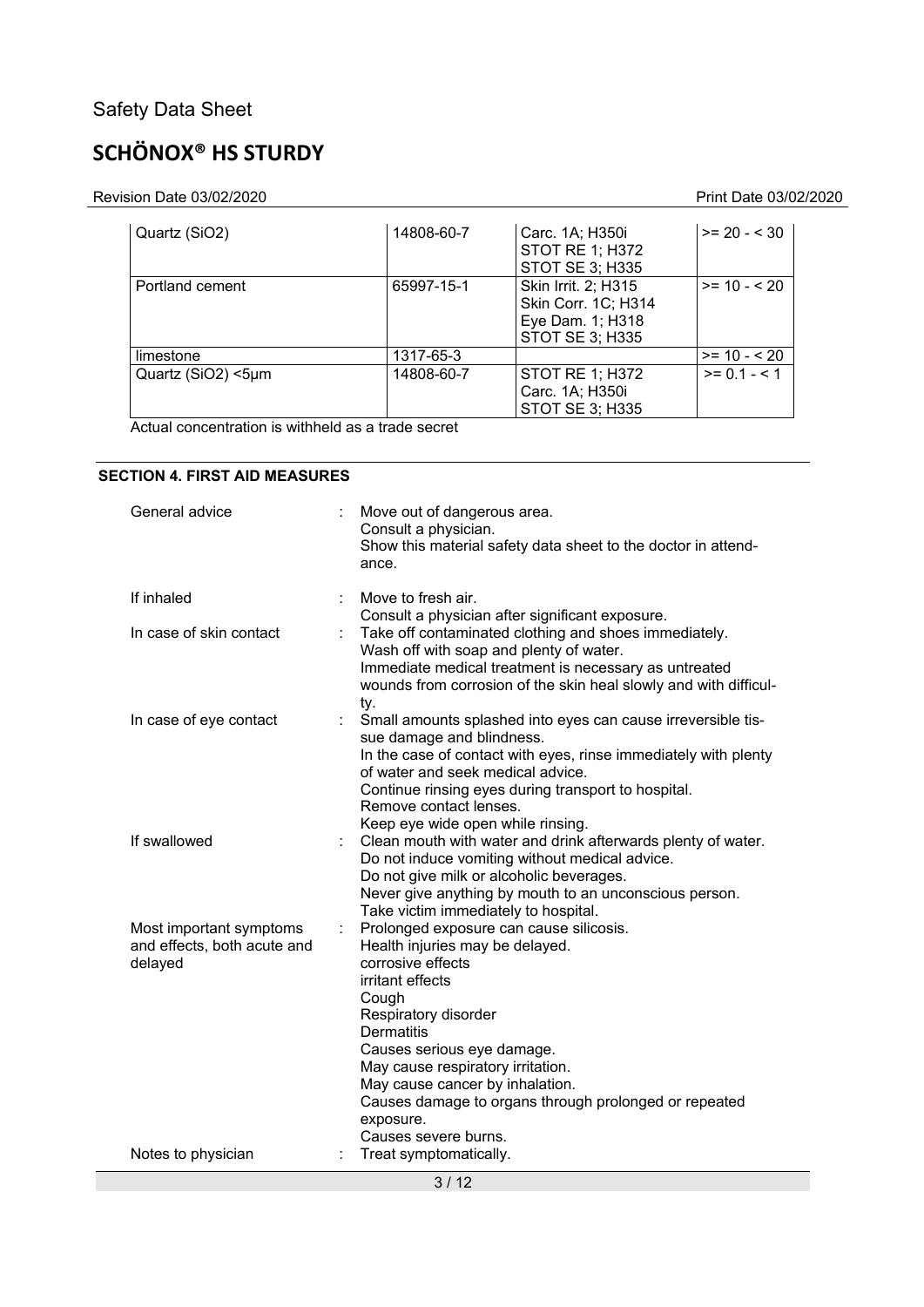| Quartz ($SiO_2$) | 14808-60-7 | Carc. 1A; H350i<br>STOT RE 1; H372<br>STOT SE 3; H335 | >= 20 - < 30 |
|---|---|---|---|
| Portland cement | 65997-15-1 | Skin Irrit. 2; H315<br>Skin Corr. 1C; H314<br>Eye Dam. 1; H318<br>STOT SE 3; H335 | >= 10 - < 20 |
| limestone | 1317-65-3 | | >= 10 - < 20 |
| Quartz ($SiO_2$) <5µm | 14808-60-7 | STOT RE 1; H372<br>Carc. 1A; H350i<br>STOT SE 3; H335 | >= 0.1 - < 1 |

Actual concentration is withheld as a trade secret

## SECTION 4. FIRST AID MEASURES

**General advice** : Move out of dangerous area.
Consult a physician.
Show this material safety data sheet to the doctor in attendance.

**If inhaled** : Move to fresh air.
Consult a physician after significant exposure.

**In case of skin contact** : Take off contaminated clothing and shoes immediately.
Wash off with soap and plenty of water.
Immediate medical treatment is necessary as untreated wounds from corrosion of the skin heal slowly and with difficulty.

**In case of eye contact** : Small amounts splashed into eyes can cause irreversible tissue damage and blindness.
In the case of contact with eyes, rinse immediately with plenty of water and seek medical advice.
Continue rinsing eyes during transport to hospital.
Remove contact lenses.
Keep eye wide open while rinsing.

**If swallowed** : Clean mouth with water and drink afterwards plenty of water.
Do not induce vomiting without medical advice.
Do not give milk or alcoholic beverages.
Never give anything by mouth to an unconscious person.
Take victim immediately to hospital.

**Most important symptoms and effects, both acute and delayed** : Prolonged exposure can cause silicosis.
Health injuries may be delayed.
corrosive effects
irritant effects
Cough
Respiratory disorder
Dermatitis
Causes serious eye damage.
May cause respiratory irritation.
May cause cancer by inhalation.
Causes damage to organs through prolonged or repeated exposure.
Causes severe burns.

**Notes to physician** : Treat symptomatically.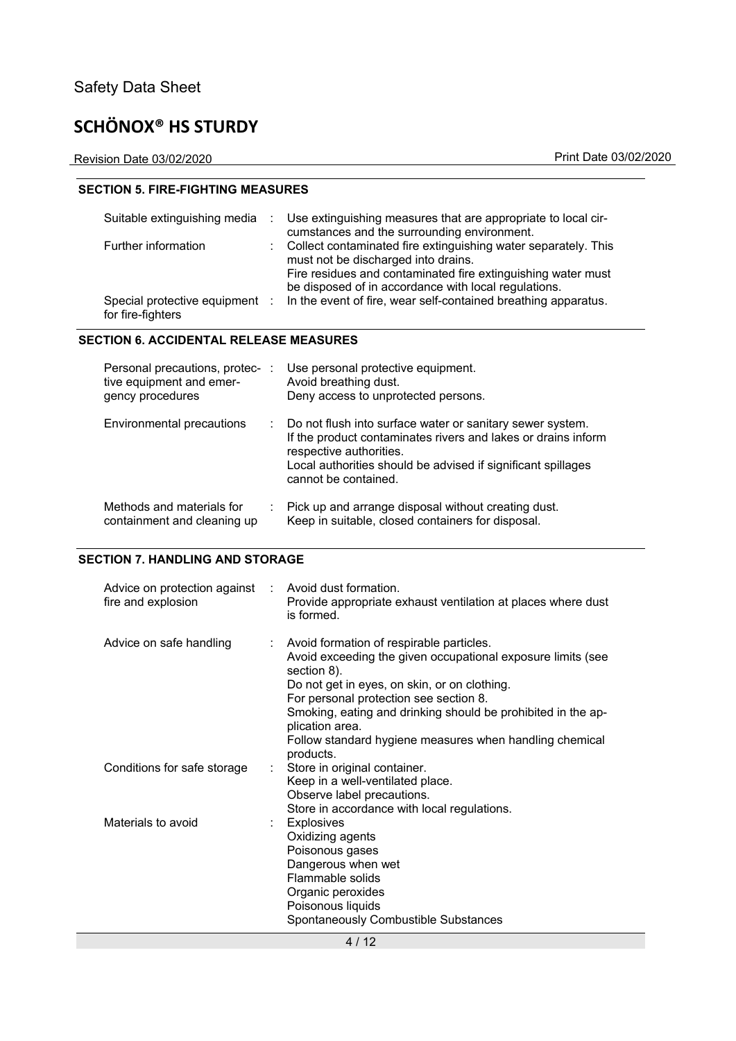## SECTION 5. FIRE-FIGHTING MEASURES

| | | |
|---|---|---|
| Suitable extinguishing media | : | Use extinguishing measures that are appropriate to local circumstances and the surrounding environment. |
| Further information | : | Collect contaminated fire extinguishing water separately. This must not be discharged into drains.<br>Fire residues and contaminated fire extinguishing water must be disposed of in accordance with local regulations. |
| Special protective equipment for fire-fighters | : | In the event of fire, wear self-contained breathing apparatus. |

## SECTION 6. ACCIDENTAL RELEASE MEASURES

| | | |
|---|---|---|
| Personal precautions, protective equipment and emergency procedures | : | Use personal protective equipment.<br>Avoid breathing dust.<br>Deny access to unprotected persons. |
| Environmental precautions | : | Do not flush into surface water or sanitary sewer system.<br>If the product contaminates rivers and lakes or drains inform respective authorities.<br>Local authorities should be advised if significant spillages cannot be contained. |
| Methods and materials for containment and cleaning up | : | Pick up and arrange disposal without creating dust.<br>Keep in suitable, closed containers for disposal. |

## SECTION 7. HANDLING AND STORAGE

| | | |
|---|---|---|
| Advice on protection against fire and explosion | : | Avoid dust formation.<br>Provide appropriate exhaust ventilation at places where dust is formed. |
| Advice on safe handling | : | Avoid formation of respirable particles.<br>Avoid exceeding the given occupational exposure limits (see section 8).<br>Do not get in eyes, on skin, or on clothing.<br>For personal protection see section 8.<br>Smoking, eating and drinking should be prohibited in the application area.<br>Follow standard hygiene measures when handling chemical products. |
| Conditions for safe storage | : | Store in original container.<br>Keep in a well-ventilated place.<br>Observe label precautions.<br>Store in accordance with local regulations. |
| Materials to avoid | : | Explosives<br>Oxidizing agents<br>Poisonous gases<br>Dangerous when wet<br>Flammable solids<br>Organic peroxides<br>Poisonous liquids<br>Spontaneously Combustible Substances |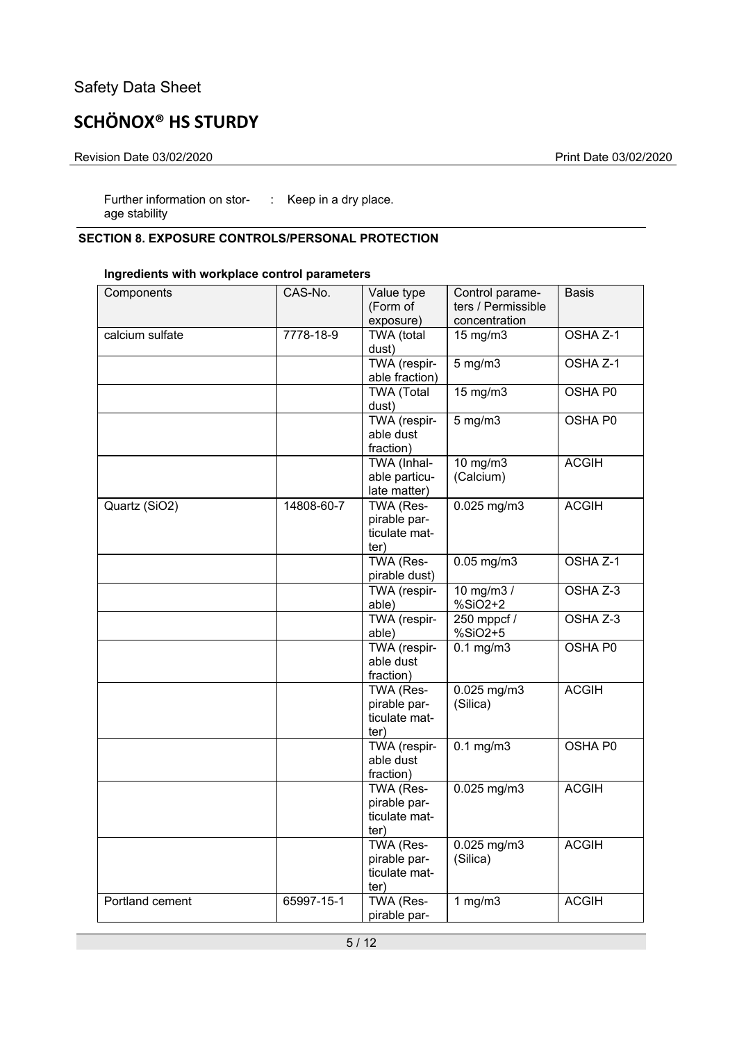Further information on storage stability : Keep in a dry place.

## SECTION 8. EXPOSURE CONTROLS/PERSONAL PROTECTION

**Ingredients with workplace control parameters**

| Components | CAS-No. | Value type (Form of exposure) | Control parameters / Permissible concentration | Basis |
|---|---|---|---|---|
| calcium sulfate | 7778-18-9 | TWA (total dust) | 15 mg/m3 | OSHA Z-1 |
| | | TWA (respirable fraction) | 5 mg/m3 | OSHA Z-1 |
| | | TWA (Total dust) | 15 mg/m3 | OSHA P0 |
| | | TWA (respirable dust fraction) | 5 mg/m3 | OSHA P0 |
| | | TWA (Inhalable particulate matter) | 10 mg/m3 (Calcium) | ACGIH |
| Quartz (SiO2) | 14808-60-7 | TWA (Respirable particulate matter) | 0.025 mg/m3 | ACGIH |
| | | TWA (Respirable dust) | 0.05 mg/m3 | OSHA Z-1 |
| | | TWA (respirable) | 10 mg/m3 / %SiO2+2 | OSHA Z-3 |
| | | TWA (respirable) | 250 mppcf / %SiO2+5 | OSHA Z-3 |
| | | TWA (respirable dust fraction) | 0.1 mg/m3 | OSHA P0 |
| | | TWA (Respirable particulate matter) | 0.025 mg/m3 (Silica) | ACGIH |
| | | TWA (respirable dust fraction) | 0.1 mg/m3 | OSHA P0 |
| | | TWA (Respirable particulate matter) | 0.025 mg/m3 | ACGIH |
| | | TWA (Respirable particulate matter) | 0.025 mg/m3 (Silica) | ACGIH |
| Portland cement | 65997-15-1 | TWA (Respirable par- | 1 mg/m3 | ACGIH |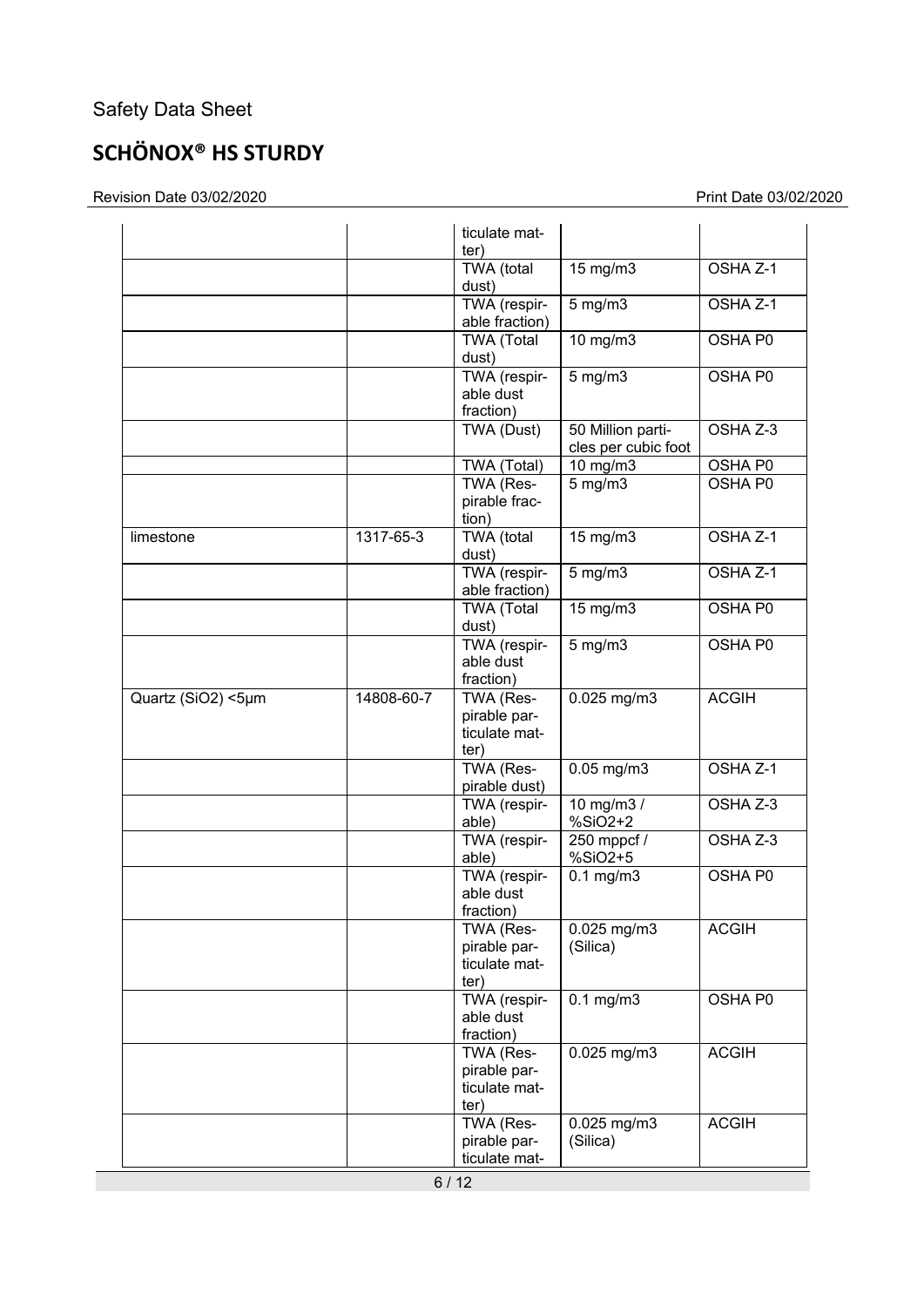| | | ticulate matter) | | |
|---|---|---|---|---|
| | | TWA (total dust) | 15 mg/m3 | OSHA Z-1 |
| | | TWA (respirable fraction) | 5 mg/m3 | OSHA Z-1 |
| | | TWA (Total dust) | 10 mg/m3 | OSHA P0 |
| | | TWA (respirable dust fraction) | 5 mg/m3 | OSHA P0 |
| | | TWA (Dust) | 50 Million particles per cubic foot | OSHA Z-3 |
| | | TWA (Total) | 10 mg/m3 | OSHA P0 |
| | | TWA (Respirable fraction) | 5 mg/m3 | OSHA P0 |
| limestone | 1317-65-3 | TWA (total dust) | 15 mg/m3 | OSHA Z-1 |
| | | TWA (respirable fraction) | 5 mg/m3 | OSHA Z-1 |
| | | TWA (Total dust) | 15 mg/m3 | OSHA P0 |
| | | TWA (respirable dust fraction) | 5 mg/m3 | OSHA P0 |
| Quartz (SiO2) <5µm | 14808-60-7 | TWA (Respirable particulate matter) | 0.025 mg/m3 | ACGIH |
| | | TWA (Respirable dust) | 0.05 mg/m3 | OSHA Z-1 |
| | | TWA (respirable) | 10 mg/m3 / %SiO2+2 | OSHA Z-3 |
| | | TWA (respirable) | 250 mppcf / %SiO2+5 | OSHA Z-3 |
| | | TWA (respirable dust fraction) | 0.1 mg/m3 | OSHA P0 |
| | | TWA (Respirable particulate matter) | 0.025 mg/m3 (Silica) | ACGIH |
| | | TWA (respirable dust fraction) | 0.1 mg/m3 | OSHA P0 |
| | | TWA (Respirable particulate matter) | 0.025 mg/m3 | ACGIH |
| | | TWA (Respirable particulate mat- | 0.025 mg/m3 (Silica) | ACGIH |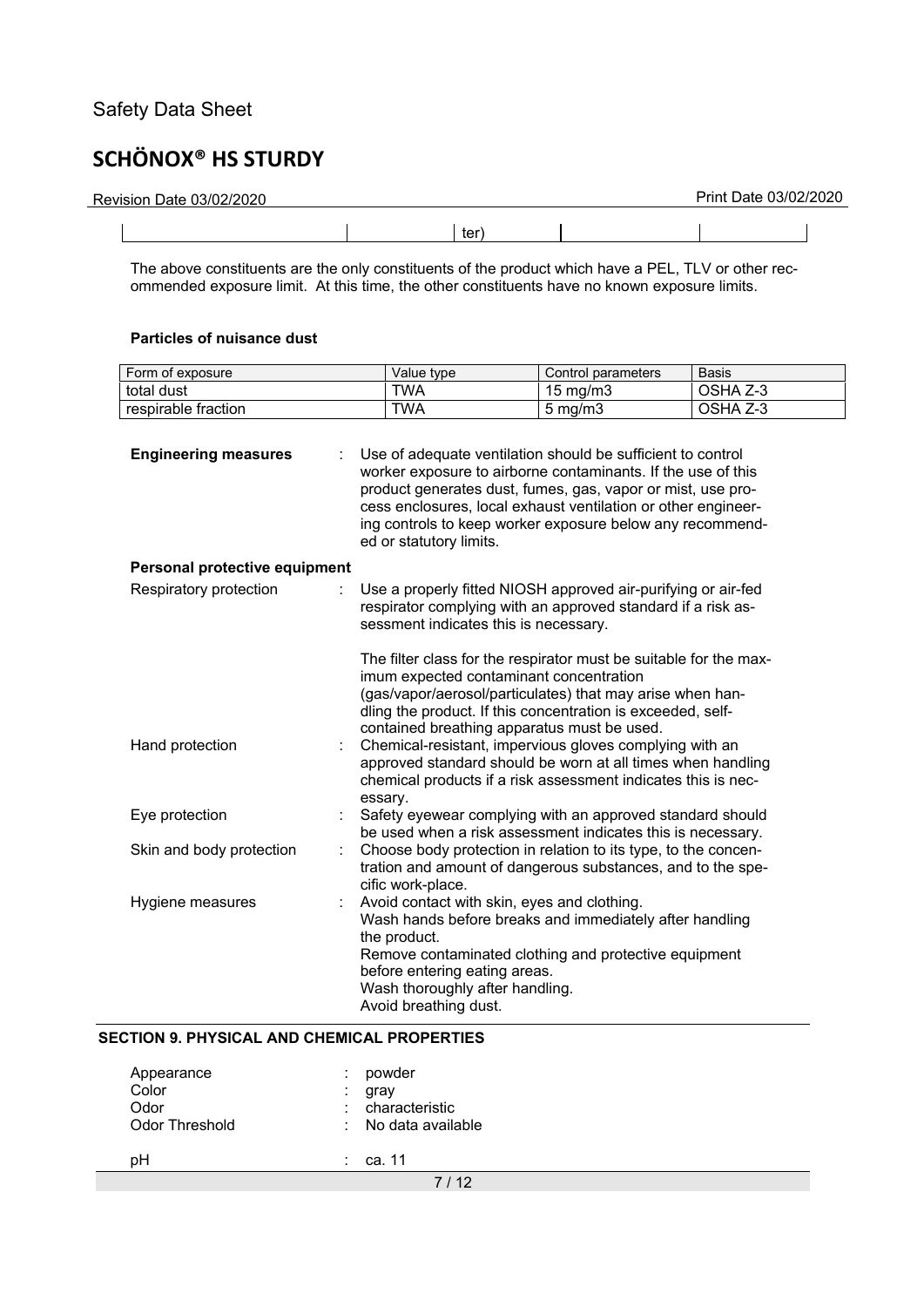| | | ter) | | | |
|---|---|---|---|---|---|

The above constituents are the only constituents of the product which have a PEL, TLV or other recommended exposure limit. At this time, the other constituents have no known exposure limits.

**Particles of nuisance dust**

| Form of exposure | Value type | Control parameters | Basis |
|---|---|---|---|
| total dust | TWA | 15 mg/m3 | OSHA Z-3 |
| respirable fraction | TWA | 5 mg/m3 | OSHA Z-3 |

**Engineering measures** : Use of adequate ventilation should be sufficient to control worker exposure to airborne contaminants. If the use of this product generates dust, fumes, gas, vapor or mist, use process enclosures, local exhaust ventilation or other engineering controls to keep worker exposure below any recommended or statutory limits.

**Personal protective equipment**

Respiratory protection : Use a properly fitted NIOSH approved air-purifying or air-fed respirator complying with an approved standard if a risk assessment indicates this is necessary.

The filter class for the respirator must be suitable for the maximum expected contaminant concentration (gas/vapor/aerosol/particulates) that may arise when handling the product. If this concentration is exceeded, self-contained breathing apparatus must be used.

Hand protection : Chemical-resistant, impervious gloves complying with an approved standard should be worn at all times when handling chemical products if a risk assessment indicates this is necessary.

Eye protection : Safety eyewear complying with an approved standard should be used when a risk assessment indicates this is necessary.

Skin and body protection : Choose body protection in relation to its type, to the concentration and amount of dangerous substances, and to the specific work-place.

Hygiene measures : Avoid contact with skin, eyes and clothing.
Wash hands before breaks and immediately after handling the product.
Remove contaminated clothing and protective equipment before entering eating areas.
Wash thoroughly after handling.
Avoid breathing dust.

## SECTION 9. PHYSICAL AND CHEMICAL PROPERTIES

Appearance : powder
Color : gray
Odor : characteristic
Odor Threshold : No data available

pH : ca. 11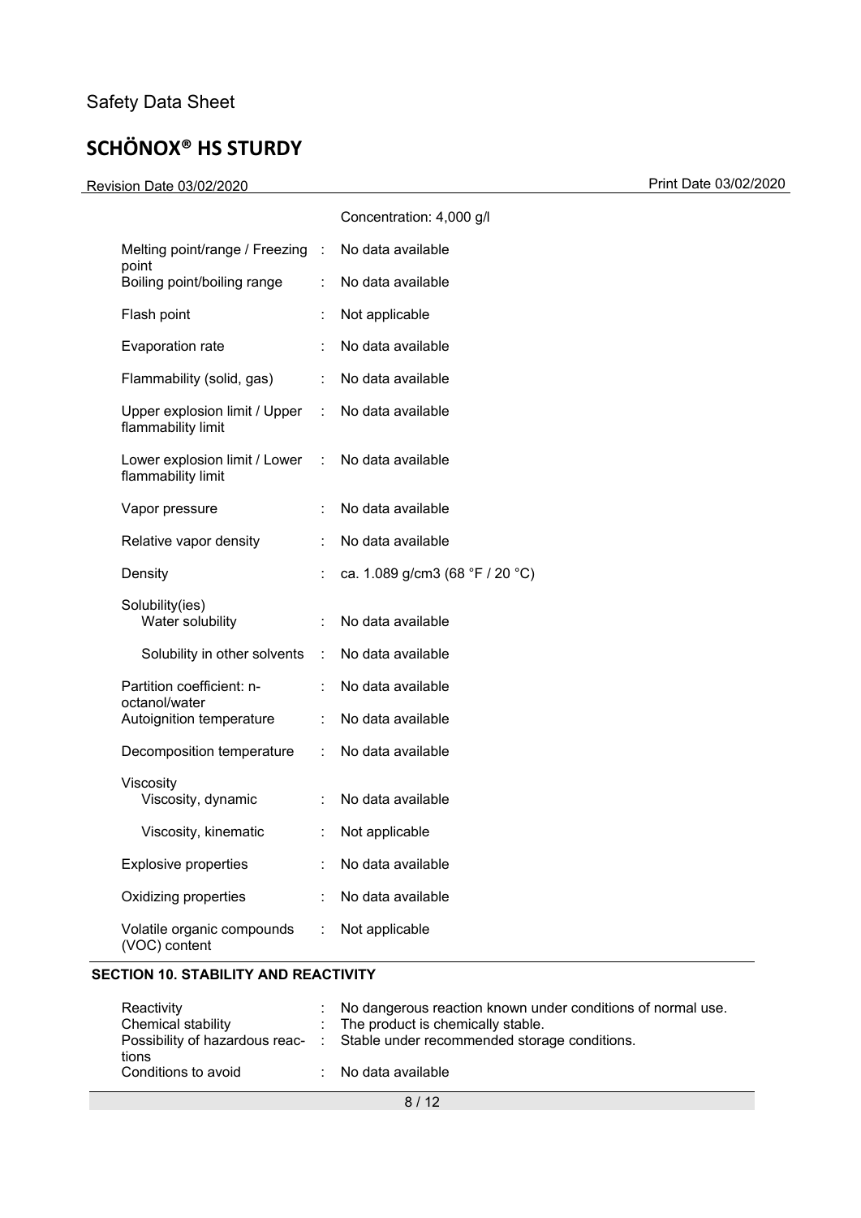| | | |
|---|---|---|
| | | Concentration: 4,000 g/l |
| Melting point/range / Freezing point | : | No data available |
| Boiling point/boiling range | : | No data available |
| Flash point | : | Not applicable |
| Evaporation rate | : | No data available |
| Flammability (solid, gas) | : | No data available |
| Upper explosion limit / Upper flammability limit | : | No data available |
| Lower explosion limit / Lower flammability limit | : | No data available |
| Vapor pressure | : | No data available |
| Relative vapor density | : | No data available |
| Density | : | ca. 1.089 g/cm3 (68 °F / 20 °C) |
| Solubility(ies) | | |
| Water solubility | : | No data available |
| Solubility in other solvents | : | No data available |
| Partition coefficient: n-octanol/water | : | No data available |
| Autoignition temperature | : | No data available |
| Decomposition temperature | : | No data available |
| Viscosity | | |
| Viscosity, dynamic | : | No data available |
| Viscosity, kinematic | : | Not applicable |
| Explosive properties | : | No data available |
| Oxidizing properties | : | No data available |
| Volatile organic compounds (VOC) content | : | Not applicable |

## SECTION 10. STABILITY AND REACTIVITY

| | | |
|---|---|---|
| Reactivity | : | No dangerous reaction known under conditions of normal use. |
| Chemical stability | : | The product is chemically stable. |
| Possibility of hazardous reactions | : | Stable under recommended storage conditions. |
| Conditions to avoid | : | No data available |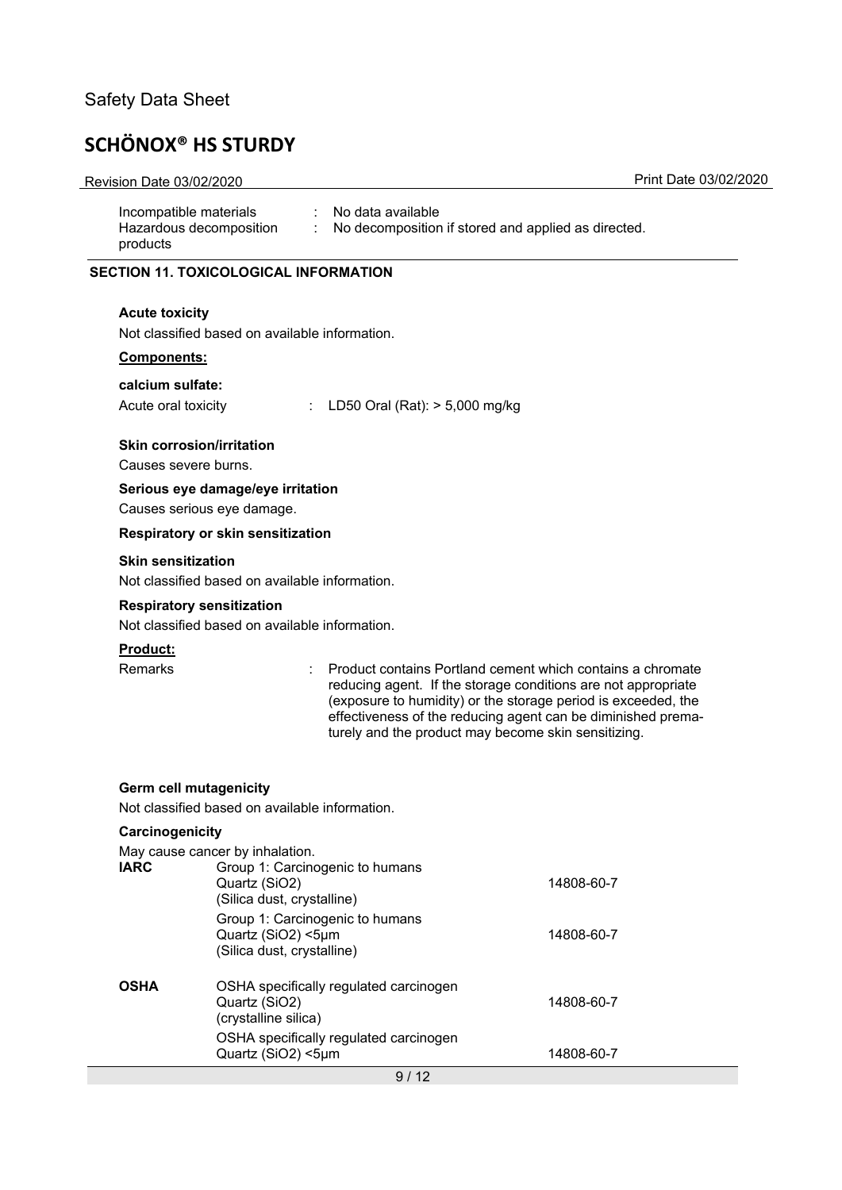| | | |
|---|---|---|
| Incompatible materials | : | No data available |
| Hazardous decomposition products | : | No decomposition if stored and applied as directed. |

## SECTION 11. TOXICOLOGICAL INFORMATION

**Acute toxicity**

Not classified based on available information.

**Components:**

**calcium sulfate:**

Acute oral toxicity : LD50 Oral (Rat): > 5,000 mg/kg

**Skin corrosion/irritation**

Causes severe burns.

**Serious eye damage/eye irritation**

Causes serious eye damage.

**Respiratory or skin sensitization**

**Skin sensitization**

Not classified based on available information.

**Respiratory sensitization**

Not classified based on available information.

**Product:**

Remarks : Product contains Portland cement which contains a chromate reducing agent. If the storage conditions are not appropriate (exposure to humidity) or the storage period is exceeded, the effectiveness of the reducing agent can be diminished prematurely and the product may become skin sensitizing.

**Germ cell mutagenicity**

Not classified based on available information.

**Carcinogenicity**

May cause cancer by inhalation.

| | | |
|---|---|---|
| **IARC** | Group 1: Carcinogenic to humans<br>Quartz ($SiO_2$)<br>(Silica dust, crystalline) | 14808-60-7 |
| | Group 1: Carcinogenic to humans<br>Quartz ($SiO_2$) <5µm<br>(Silica dust, crystalline) | 14808-60-7 |
| **OSHA** | OSHA specifically regulated carcinogen<br>Quartz ($SiO_2$)<br>(crystalline silica) | 14808-60-7 |
| | OSHA specifically regulated carcinogen<br>Quartz ($SiO_2$) <5µm | 14808-60-7 |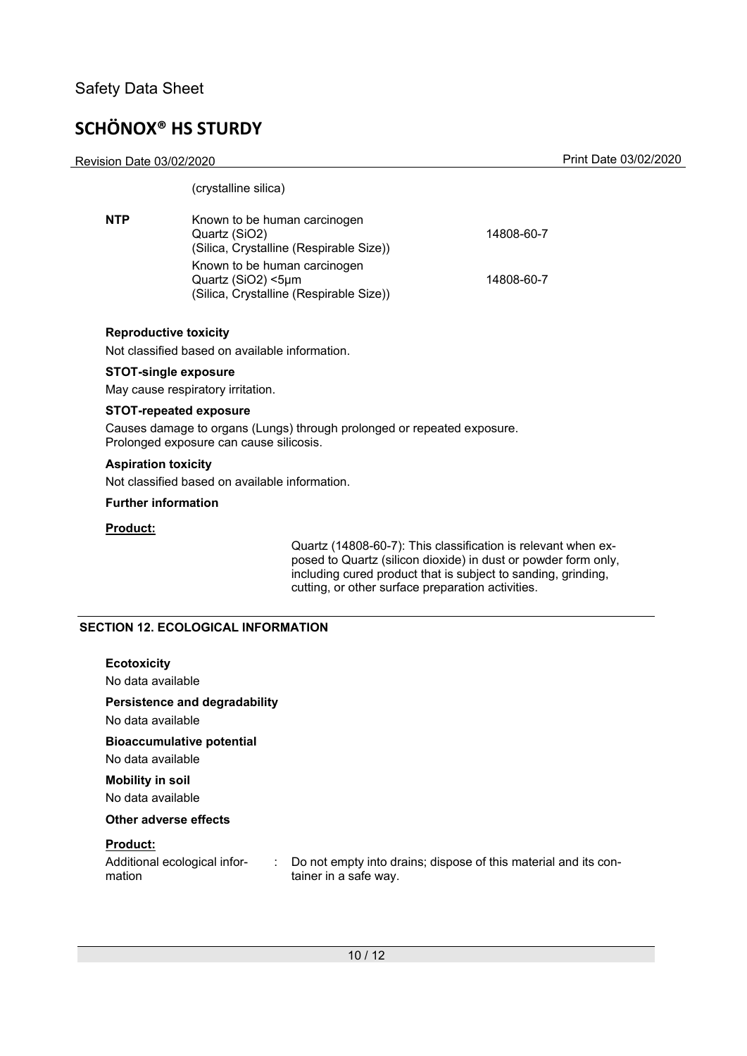(crystalline silica)

| | | |
|---|---|---|
| **NTP** | Known to be human carcinogen<br>Quartz ($SiO_2$)<br>(Silica, Crystalline (Respirable Size)) | 14808-60-7 |
| | Known to be human carcinogen<br>Quartz ($SiO_2$) <5µm<br>(Silica, Crystalline (Respirable Size)) | 14808-60-7 |

**Reproductive toxicity**

Not classified based on available information.

**STOT-single exposure**

May cause respiratory irritation.

**STOT-repeated exposure**

Causes damage to organs (Lungs) through prolonged or repeated exposure.
Prolonged exposure can cause silicosis.

**Aspiration toxicity**

Not classified based on available information.

**Further information**

**Product:**

Quartz (14808-60-7): This classification is relevant when exposed to Quartz (silicon dioxide) in dust or powder form only, including cured product that is subject to sanding, grinding, cutting, or other surface preparation activities.

## SECTION 12. ECOLOGICAL INFORMATION

**Ecotoxicity**

No data available

**Persistence and degradability**

No data available

**Bioaccumulative potential**

No data available

**Mobility in soil**

No data available

**Other adverse effects**

**Product:**

Additional ecological information : Do not empty into drains; dispose of this material and its container in a safe way.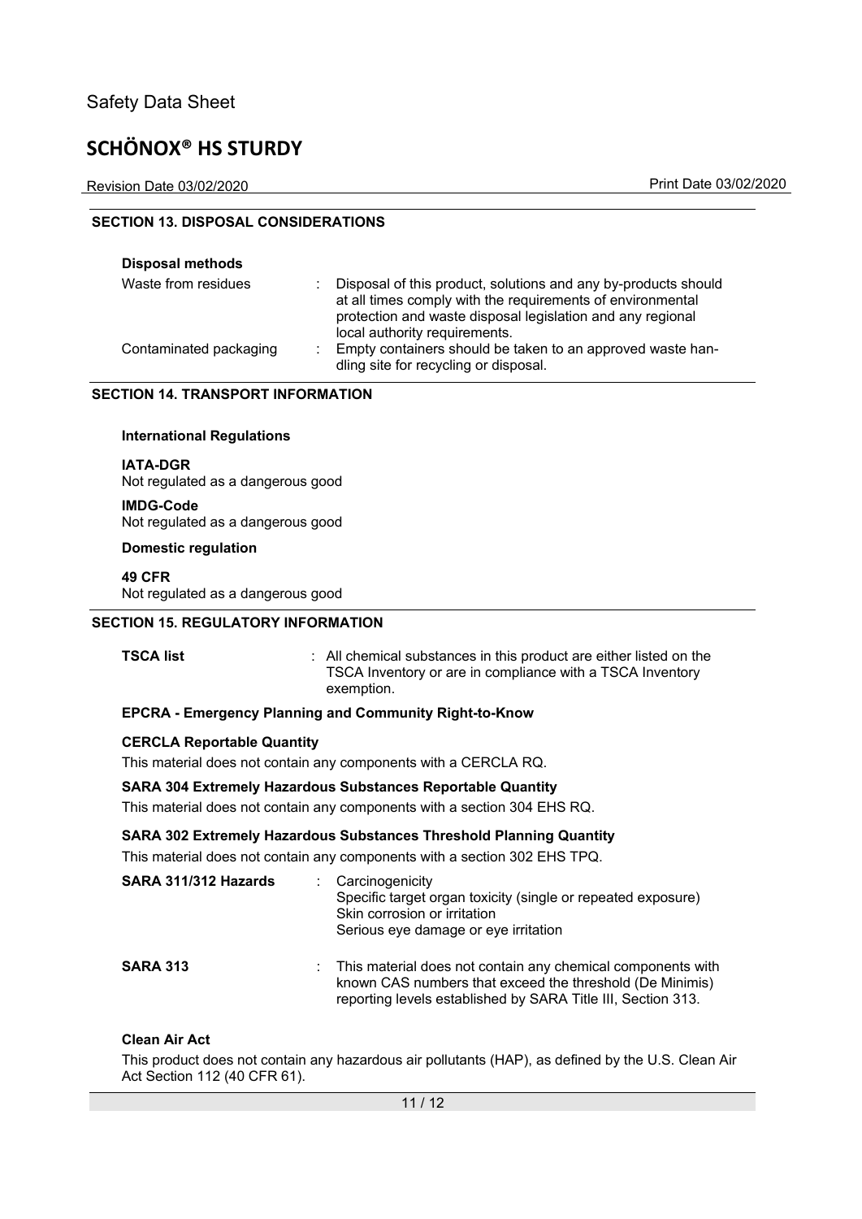## SECTION 13. DISPOSAL CONSIDERATIONS

**Disposal methods**

| | |
|---|---|
| Waste from residues | : Disposal of this product, solutions and any by-products should at all times comply with the requirements of environmental protection and waste disposal legislation and any regional local authority requirements. |
| Contaminated packaging | : Empty containers should be taken to an approved waste handling site for recycling or disposal. |

## SECTION 14. TRANSPORT INFORMATION

**International Regulations**

**IATA-DGR**
Not regulated as a dangerous good

**IMDG-Code**
Not regulated as a dangerous good

**Domestic regulation**

**49 CFR**
Not regulated as a dangerous good

## SECTION 15. REGULATORY INFORMATION

**TSCA list** : All chemical substances in this product are either listed on the TSCA Inventory or are in compliance with a TSCA Inventory exemption.

**EPCRA - Emergency Planning and Community Right-to-Know**

**CERCLA Reportable Quantity**

This material does not contain any components with a CERCLA RQ.

**SARA 304 Extremely Hazardous Substances Reportable Quantity**

This material does not contain any components with a section 304 EHS RQ.

**SARA 302 Extremely Hazardous Substances Threshold Planning Quantity**

This material does not contain any components with a section 302 EHS TPQ.

**SARA 311/312 Hazards** : Carcinogenicity
Specific target organ toxicity (single or repeated exposure)
Skin corrosion or irritation
Serious eye damage or eye irritation

**SARA 313** : This material does not contain any chemical components with known CAS numbers that exceed the threshold (De Minimis) reporting levels established by SARA Title III, Section 313.

**Clean Air Act**

This product does not contain any hazardous air pollutants (HAP), as defined by the U.S. Clean Air Act Section 112 (40 CFR 61).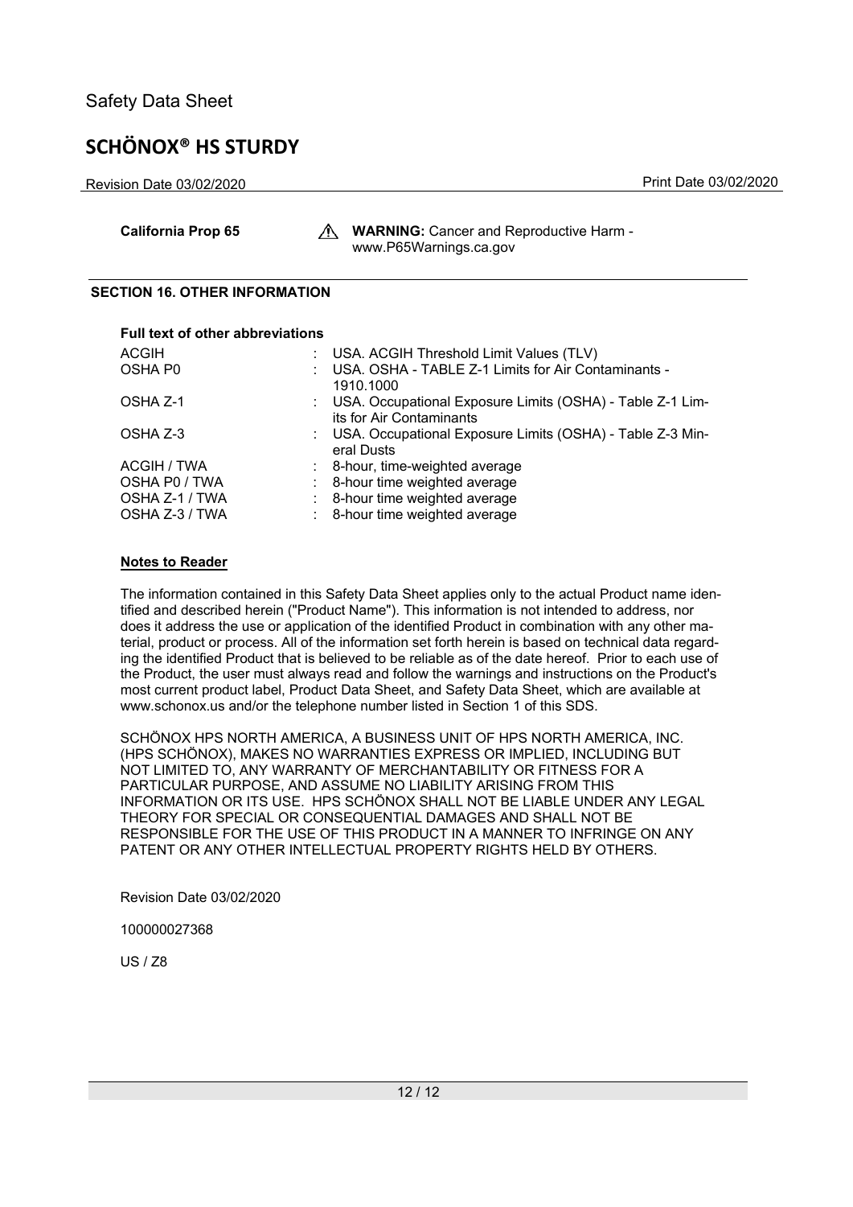**California Prop 65** ⚠ **WARNING:** Cancer and Reproductive Harm - www.P65Warnings.ca.gov

## SECTION 16. OTHER INFORMATION

**Full text of other abbreviations**

| | |
|---|---|
| ACGIH | : USA. ACGIH Threshold Limit Values (TLV) |
| OSHA P0 | : USA. OSHA - TABLE Z-1 Limits for Air Contaminants - 1910.1000 |
| OSHA Z-1 | : USA. Occupational Exposure Limits (OSHA) - Table Z-1 Limits for Air Contaminants |
| OSHA Z-3 | : USA. Occupational Exposure Limits (OSHA) - Table Z-3 Mineral Dusts |
| ACGIH / TWA | : 8-hour, time-weighted average |
| OSHA P0 / TWA | : 8-hour time weighted average |
| OSHA Z-1 / TWA | : 8-hour time weighted average |
| OSHA Z-3 / TWA | : 8-hour time weighted average |

**Notes to Reader**

The information contained in this Safety Data Sheet applies only to the actual Product name identified and described herein ("Product Name"). This information is not intended to address, nor does it address the use or application of the identified Product in combination with any other material, product or process. All of the information set forth herein is based on technical data regarding the identified Product that is believed to be reliable as of the date hereof. Prior to each use of the Product, the user must always read and follow the warnings and instructions on the Product's most current product label, Product Data Sheet, and Safety Data Sheet, which are available at www.schonox.us and/or the telephone number listed in Section 1 of this SDS.

SCHÖNOX HPS NORTH AMERICA, A BUSINESS UNIT OF HPS NORTH AMERICA, INC. (HPS SCHÖNOX), MAKES NO WARRANTIES EXPRESS OR IMPLIED, INCLUDING BUT NOT LIMITED TO, ANY WARRANTY OF MERCHANTABILITY OR FITNESS FOR A PARTICULAR PURPOSE, AND ASSUME NO LIABILITY ARISING FROM THIS INFORMATION OR ITS USE. HPS SCHÖNOX SHALL NOT BE LIABLE UNDER ANY LEGAL THEORY FOR SPECIAL OR CONSEQUENTIAL DAMAGES AND SHALL NOT BE RESPONSIBLE FOR THE USE OF THIS PRODUCT IN A MANNER TO INFRINGE ON ANY PATENT OR ANY OTHER INTELLECTUAL PROPERTY RIGHTS HELD BY OTHERS.

Revision Date 03/02/2020

100000027368

US / Z8